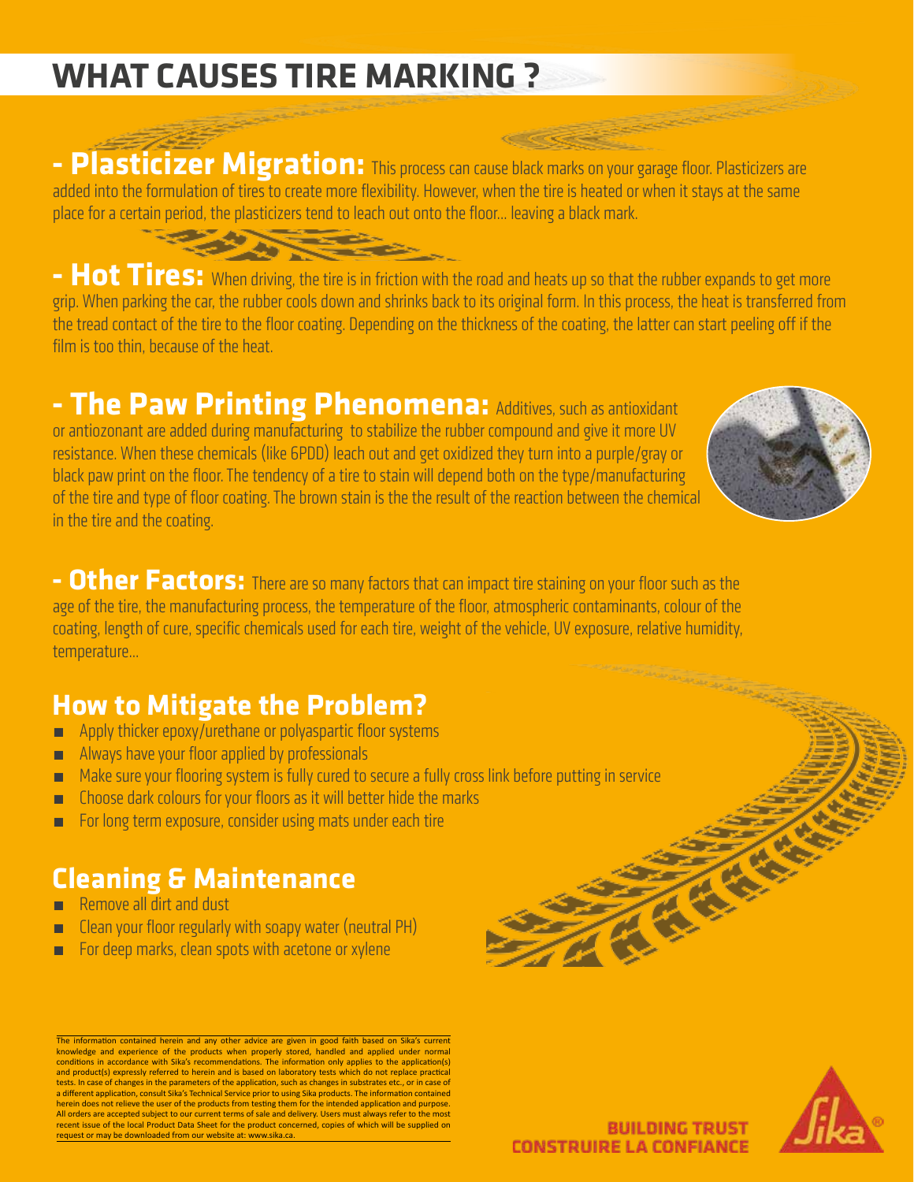# WHAT CAUSES TIRE MARKING ?

**- Plasticizer Migration:** This process can cause black marks on your garage floor. Plasticizers are added into the formulation of tires to create more flexibility. However, when the tire is heated or when it stays at the same place for a certain period, the plasticizers tend to leach out onto the floor... leaving a black mark.

**- Hot Tires:** When driving, the tire is in friction with the road and heats up so that the rubber expands to get more grip. When parking the car, the rubber cools down and shrinks back to its original form. In this process, the heat is transferred from the tread contact of the tire to the floor coating. Depending on the thickness of the coating, the latter can start peeling off if the film is too thin, because of the heat.

**- The Paw Printing Phenomena:** Additives, such as antioxidant or antiozonant are added during manufacturing to stabilize the rubber compound and give it more UV resistance. When these chemicals (like 6PDD) leach out and get oxidized they turn into a purple/gray or black paw print on the floor. The tendency of a tire to stain will depend both on the type/manufacturing of the tire and type of floor coating. The brown stain is the the result of the reaction between the chemical in the tire and the coating.

**- Other Factors:** There are so many factors that can impact tire staining on your floor such as the age of the tire, the manufacturing process, the temperature of the floor, atmospheric contaminants, colour of the coating, length of cure, specific chemicals used for each tire, weight of the vehicle, UV exposure, relative humidity, temperature...

## How to Mitigate the Problem?

- Apply thicker epoxy/urethane or polyaspartic floor systems
- Always have your floor applied by professionals
- Make sure your flooring system is fully cured to secure a fully cross link before putting in service
- Choose dark colours for your floors as it will better hide the marks
- For long term exposure, consider using mats under each tire

## Cleaning & Maintenance

- Remove all dirt and dust
- Clean your floor regularly with soapy water (neutral PH)
- For deep marks, clean spots with acetone or xylene

The information contained herein and any other advice are given in good faith based on Sika's current knowledge and experience of the products when properly stored, handled and applied under normal conditions in accordance with Sika's recommendations. The information only applies to the application(s) and product(s) expressly referred to herein and is based on laboratory tests which do not replace practical tests. In case of changes in the parameters of the application, such as changes in substrates etc., or in case of a different application, consult Sika's Technical Service prior to using Sika products. The information contained herein does not relieve the user of the products from testing them for the intended application and purpose. All orders are accepted subject to our current terms of sale and delivery. Users must always refer to the most recent issue of the local Product Data Sheet for the product concerned, copies of which will be supplied on request or may be downloaded from our website at: www.sika.ca.

**BUILDING TRUST**
**CONSTRUIRE LA CONFIANCE**

Sika®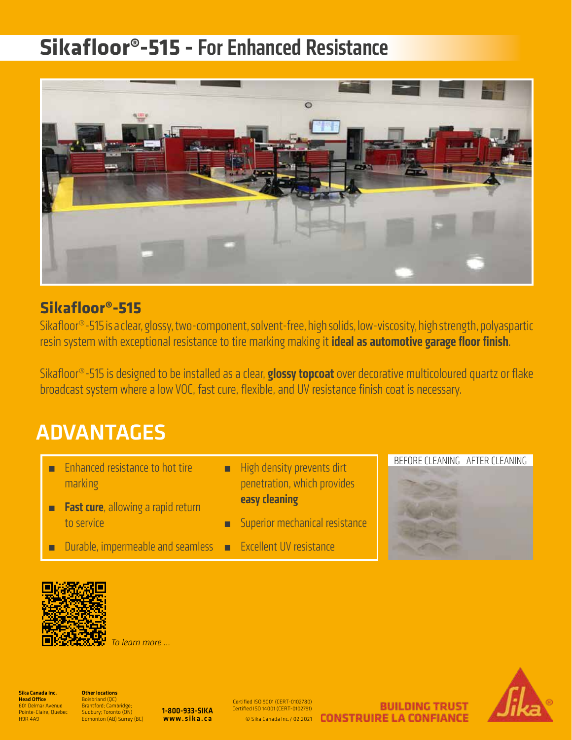# Sikafloor®-515 - For Enhanced Resistance

## Sikafloor®-515

Sikafloor®-515 is a clear, glossy, two-component, solvent-free, high solids, low-viscosity, high strength, polyaspartic resin system with exceptional resistance to tire marking making it **ideal as automotive garage floor finish**.

Sikafloor®-515 is designed to be installed as a clear, **glossy topcoat** over decorative multicoloured quartz or flake broadcast system where a low VOC, fast cure, flexible, and UV resistance finish coat is necessary.

## ADVANTAGES

- Enhanced resistance to hot tire marking
- **Fast cure**, allowing a rapid return to service
- Durable, impermeable and seamless
- High density prevents dirt penetration, which provides **easy cleaning**
- Superior mechanical resistance
- Excellent UV resistance

BEFORE CLEANING AFTER CLEANING

*To learn more ...*

**Sika Canada Inc.**
**Head Office**
601 Delmar Avenue
Pointe-Claire, Quebec
H9R 4A9

**Other locations**
Boisbriand (QC)
Brantford; Cambridge;
Sudbury; Toronto (ON)
Edmonton (AB) Surrey (BC)

**1-800-933-SIKA**
**www.sika.ca**

Certified ISO 9001 (CERT-0102780)
Certified ISO 14001 (CERT-0102791)
© Sika Canada Inc./ 02.2021

**BUILDING TRUST**
**CONSTRUIRE LA CONFIANCE**